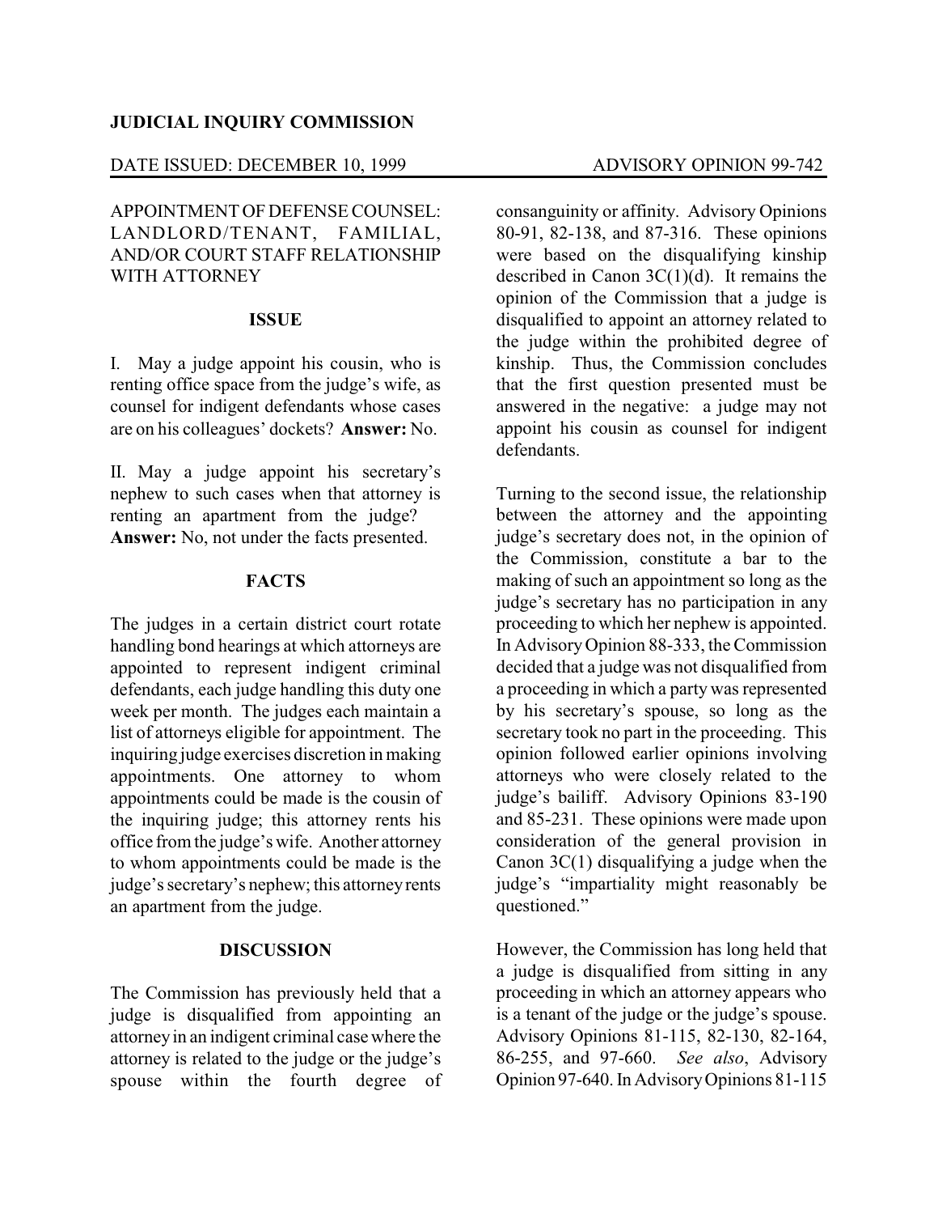**JUDICIAL INQUIRY COMMISSION**

DATE ISSUED: DECEMBER 10, 1999 ADVISORY OPINION 99-742

APPOINTMENT OF DEFENSE COUNSEL: LANDLORD/TENANT, FAMILIAL, AND/OR COURT STAFF RELATIONSHIP WITH ATTORNEY

## ISSUE

I. May a judge appoint his cousin, who is renting office space from the judge's wife, as counsel for indigent defendants whose cases are on his colleagues' dockets? **Answer:** No.

II. May a judge appoint his secretary's nephew to such cases when that attorney is renting an apartment from the judge? **Answer:** No, not under the facts presented.

## FACTS

The judges in a certain district court rotate handling bond hearings at which attorneys are appointed to represent indigent criminal defendants, each judge handling this duty one week per month. The judges each maintain a list of attorneys eligible for appointment. The inquiring judge exercises discretion in making appointments. One attorney to whom appointments could be made is the cousin of the inquiring judge; this attorney rents his office from the judge's wife. Another attorney to whom appointments could be made is the judge's secretary's nephew; this attorney rents an apartment from the judge.

## DISCUSSION

The Commission has previously held that a judge is disqualified from appointing an attorney in an indigent criminal case where the attorney is related to the judge or the judge's spouse within the fourth degree of consanguinity or affinity. Advisory Opinions 80-91, 82-138, and 87-316. These opinions were based on the disqualifying kinship described in Canon 3C(1)(d). It remains the opinion of the Commission that a judge is disqualified to appoint an attorney related to the judge within the prohibited degree of kinship. Thus, the Commission concludes that the first question presented must be answered in the negative: a judge may not appoint his cousin as counsel for indigent defendants.

Turning to the second issue, the relationship between the attorney and the appointing judge's secretary does not, in the opinion of the Commission, constitute a bar to the making of such an appointment so long as the judge's secretary has no participation in any proceeding to which her nephew is appointed. In Advisory Opinion 88-333, the Commission decided that a judge was not disqualified from a proceeding in which a party was represented by his secretary's spouse, so long as the secretary took no part in the proceeding. This opinion followed earlier opinions involving attorneys who were closely related to the judge's bailiff. Advisory Opinions 83-190 and 85-231. These opinions were made upon consideration of the general provision in Canon 3C(1) disqualifying a judge when the judge's "impartiality might reasonably be questioned."

However, the Commission has long held that a judge is disqualified from sitting in any proceeding in which an attorney appears who is a tenant of the judge or the judge's spouse. Advisory Opinions 81-115, 82-130, 82-164, 86-255, and 97-660. *See also*, Advisory Opinion 97-640. In Advisory Opinions 81-115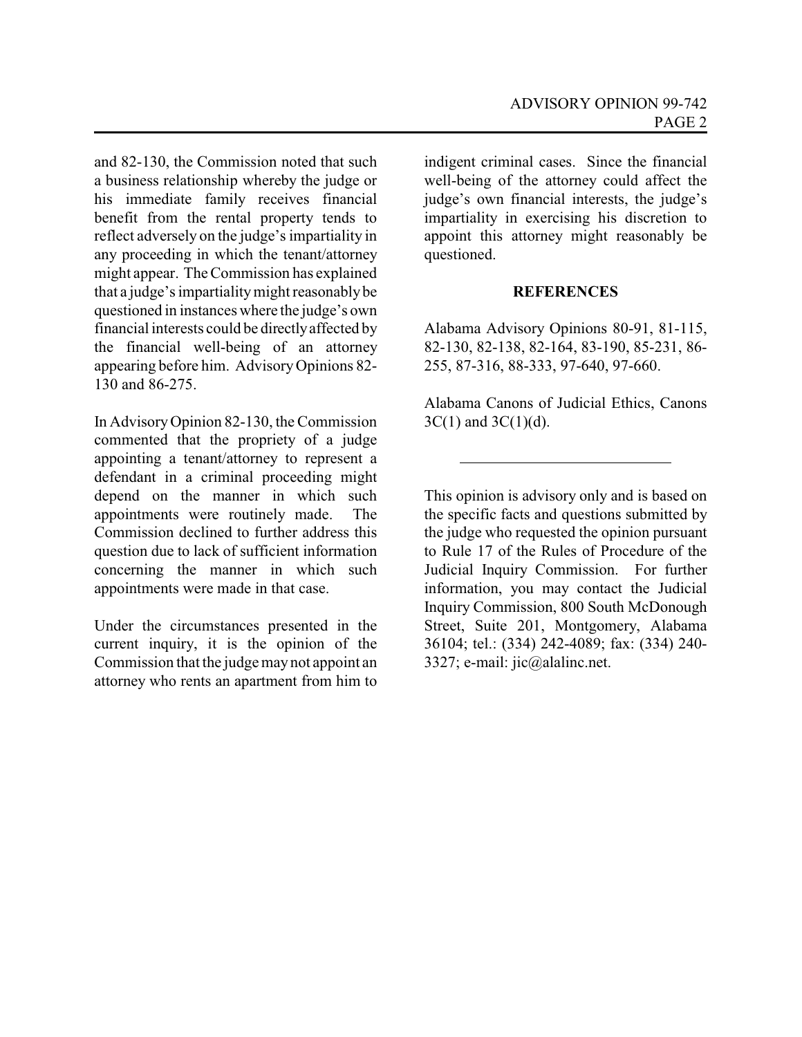and 82-130, the Commission noted that such a business relationship whereby the judge or his immediate family receives financial benefit from the rental property tends to reflect adversely on the judge's impartiality in any proceeding in which the tenant/attorney might appear. The Commission has explained that a judge's impartiality might reasonably be questioned in instances where the judge's own financial interests could be directly affected by the financial well-being of an attorney appearing before him. Advisory Opinions 82-130 and 86-275.

In Advisory Opinion 82-130, the Commission commented that the propriety of a judge appointing a tenant/attorney to represent a defendant in a criminal proceeding might depend on the manner in which such appointments were routinely made. The Commission declined to further address this question due to lack of sufficient information concerning the manner in which such appointments were made in that case.

Under the circumstances presented in the current inquiry, it is the opinion of the Commission that the judge may not appoint an attorney who rents an apartment from him to indigent criminal cases. Since the financial well-being of the attorney could affect the judge's own financial interests, the judge's impartiality in exercising his discretion to appoint this attorney might reasonably be questioned.

**REFERENCES**

Alabama Advisory Opinions 80-91, 81-115, 82-130, 82-138, 82-164, 83-190, 85-231, 86-255, 87-316, 88-333, 97-640, 97-660.

Alabama Canons of Judicial Ethics, Canons 3C(1) and 3C(1)(d).

---

This opinion is advisory only and is based on the specific facts and questions submitted by the judge who requested the opinion pursuant to Rule 17 of the Rules of Procedure of the Judicial Inquiry Commission. For further information, you may contact the Judicial Inquiry Commission, 800 South McDonough Street, Suite 201, Montgomery, Alabama 36104; tel.: (334) 242-4089; fax: (334) 240-3327; e-mail: jic@alalinc.net.